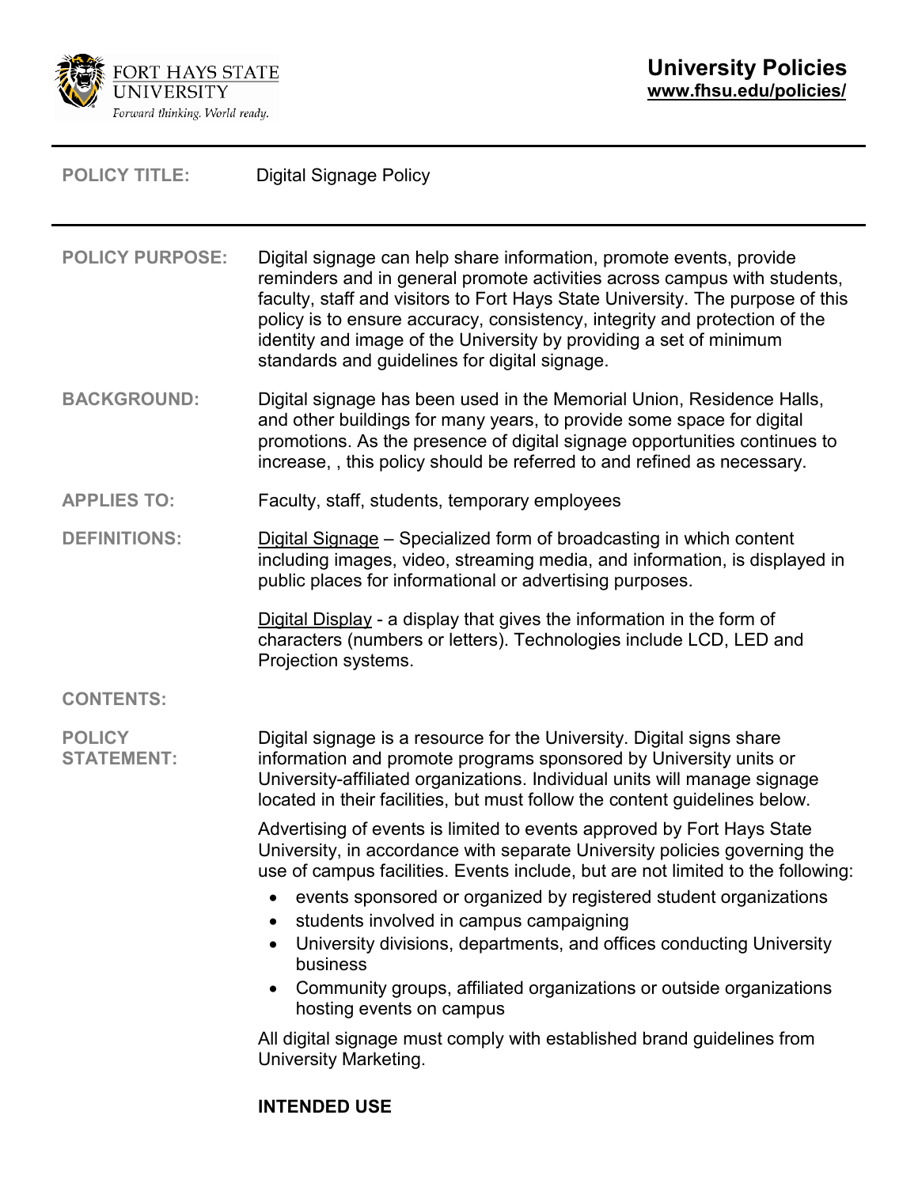**University Policies**
**www.fhsu.edu/policies/**

**POLICY TITLE:** Digital Signage Policy

**POLICY PURPOSE:** Digital signage can help share information, promote events, provide reminders and in general promote activities across campus with students, faculty, staff and visitors to Fort Hays State University. The purpose of this policy is to ensure accuracy, consistency, integrity and protection of the identity and image of the University by providing a set of minimum standards and guidelines for digital signage.

**BACKGROUND:** Digital signage has been used in the Memorial Union, Residence Halls, and other buildings for many years, to provide some space for digital promotions. As the presence of digital signage opportunities continues to increase, , this policy should be referred to and refined as necessary.

**APPLIES TO:** Faculty, staff, students, temporary employees

**DEFINITIONS:** Digital Signage – Specialized form of broadcasting in which content including images, video, streaming media, and information, is displayed in public places for informational or advertising purposes.

Digital Display - a display that gives the information in the form of characters (numbers or letters). Technologies include LCD, LED and Projection systems.

**CONTENTS:**

**POLICY STATEMENT:** Digital signage is a resource for the University. Digital signs share information and promote programs sponsored by University units or University-affiliated organizations. Individual units will manage signage located in their facilities, but must follow the content guidelines below.

Advertising of events is limited to events approved by Fort Hays State University, in accordance with separate University policies governing the use of campus facilities. Events include, but are not limited to the following:

- events sponsored or organized by registered student organizations
- students involved in campus campaigning
- University divisions, departments, and offices conducting University business
- Community groups, affiliated organizations or outside organizations hosting events on campus

All digital signage must comply with established brand guidelines from University Marketing.

**INTENDED USE**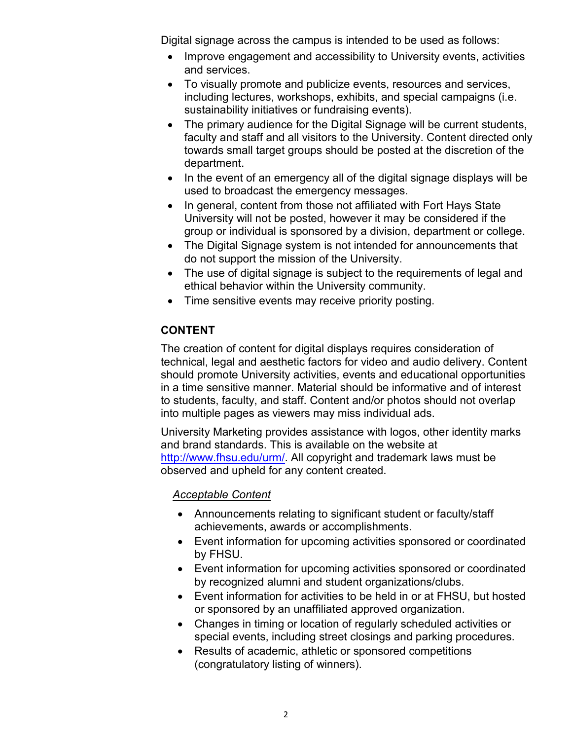Digital signage across the campus is intended to be used as follows:

- Improve engagement and accessibility to University events, activities and services.
- To visually promote and publicize events, resources and services, including lectures, workshops, exhibits, and special campaigns (i.e. sustainability initiatives or fundraising events).
- The primary audience for the Digital Signage will be current students, faculty and staff and all visitors to the University. Content directed only towards small target groups should be posted at the discretion of the department.
- In the event of an emergency all of the digital signage displays will be used to broadcast the emergency messages.
- In general, content from those not affiliated with Fort Hays State University will not be posted, however it may be considered if the group or individual is sponsored by a division, department or college.
- The Digital Signage system is not intended for announcements that do not support the mission of the University.
- The use of digital signage is subject to the requirements of legal and ethical behavior within the University community.
- Time sensitive events may receive priority posting.

## CONTENT

The creation of content for digital displays requires consideration of technical, legal and aesthetic factors for video and audio delivery. Content should promote University activities, events and educational opportunities in a time sensitive manner. Material should be informative and of interest to students, faculty, and staff. Content and/or photos should not overlap into multiple pages as viewers may miss individual ads.

University Marketing provides assistance with logos, other identity marks and brand standards. This is available on the website at [http://www.fhsu.edu/urm/](http://www.fhsu.edu/urm/). All copyright and trademark laws must be observed and upheld for any content created.

### *Acceptable Content*

- Announcements relating to significant student or faculty/staff achievements, awards or accomplishments.
- Event information for upcoming activities sponsored or coordinated by FHSU.
- Event information for upcoming activities sponsored or coordinated by recognized alumni and student organizations/clubs.
- Event information for activities to be held in or at FHSU, but hosted or sponsored by an unaffiliated approved organization.
- Changes in timing or location of regularly scheduled activities or special events, including street closings and parking procedures.
- Results of academic, athletic or sponsored competitions (congratulatory listing of winners).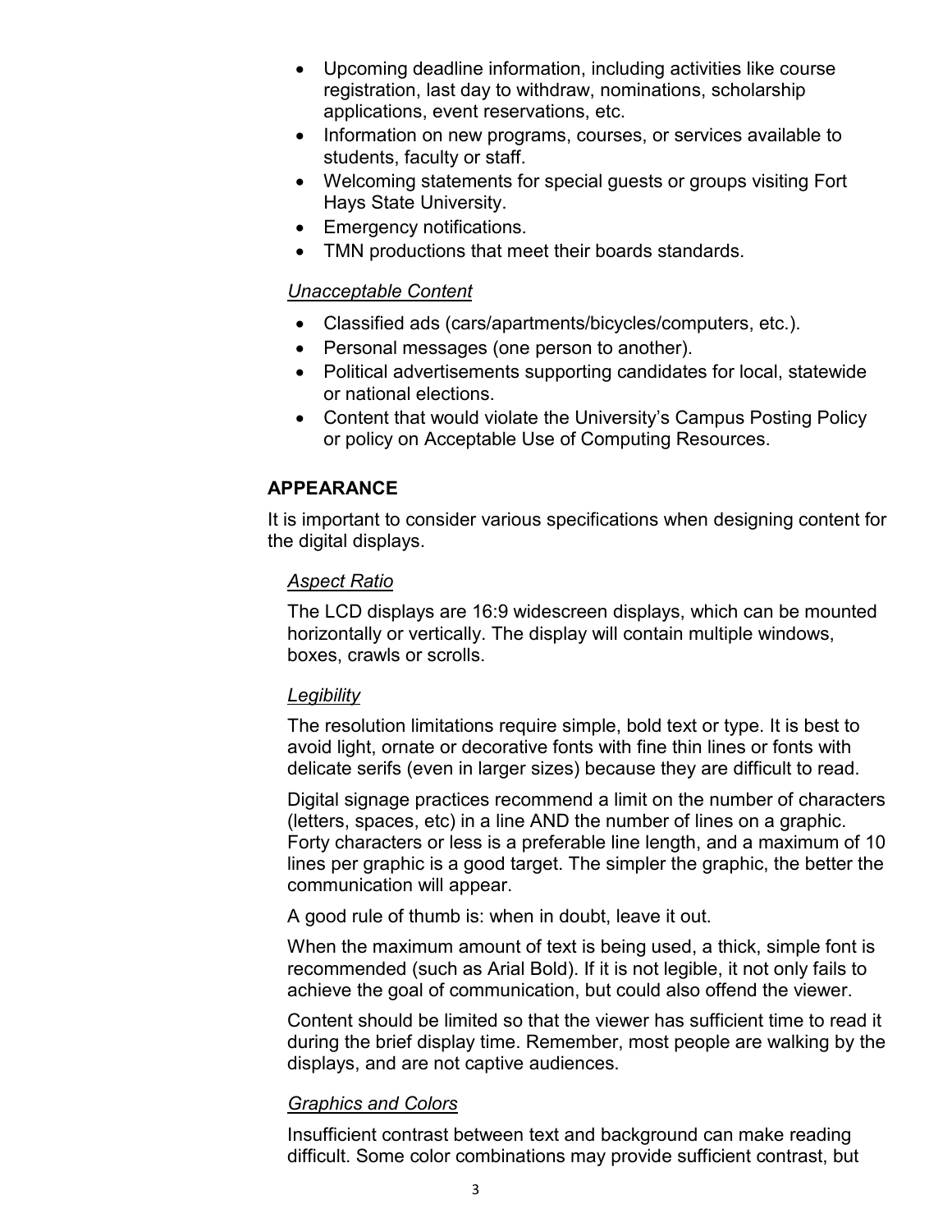- Upcoming deadline information, including activities like course registration, last day to withdraw, nominations, scholarship applications, event reservations, etc.
- Information on new programs, courses, or services available to students, faculty or staff.
- Welcoming statements for special guests or groups visiting Fort Hays State University.
- Emergency notifications.
- TMN productions that meet their boards standards.

*Unacceptable Content*

- Classified ads (cars/apartments/bicycles/computers, etc.).
- Personal messages (one person to another).
- Political advertisements supporting candidates for local, statewide or national elections.
- Content that would violate the University's Campus Posting Policy or policy on Acceptable Use of Computing Resources.

## APPEARANCE

It is important to consider various specifications when designing content for the digital displays.

*Aspect Ratio*

The LCD displays are 16:9 widescreen displays, which can be mounted horizontally or vertically. The display will contain multiple windows, boxes, crawls or scrolls.

*Legibility*

The resolution limitations require simple, bold text or type. It is best to avoid light, ornate or decorative fonts with fine thin lines or fonts with delicate serifs (even in larger sizes) because they are difficult to read.

Digital signage practices recommend a limit on the number of characters (letters, spaces, etc) in a line AND the number of lines on a graphic. Forty characters or less is a preferable line length, and a maximum of 10 lines per graphic is a good target. The simpler the graphic, the better the communication will appear.

A good rule of thumb is: when in doubt, leave it out.

When the maximum amount of text is being used, a thick, simple font is recommended (such as Arial Bold). If it is not legible, it not only fails to achieve the goal of communication, but could also offend the viewer.

Content should be limited so that the viewer has sufficient time to read it during the brief display time. Remember, most people are walking by the displays, and are not captive audiences.

*Graphics and Colors*

Insufficient contrast between text and background can make reading difficult. Some color combinations may provide sufficient contrast, but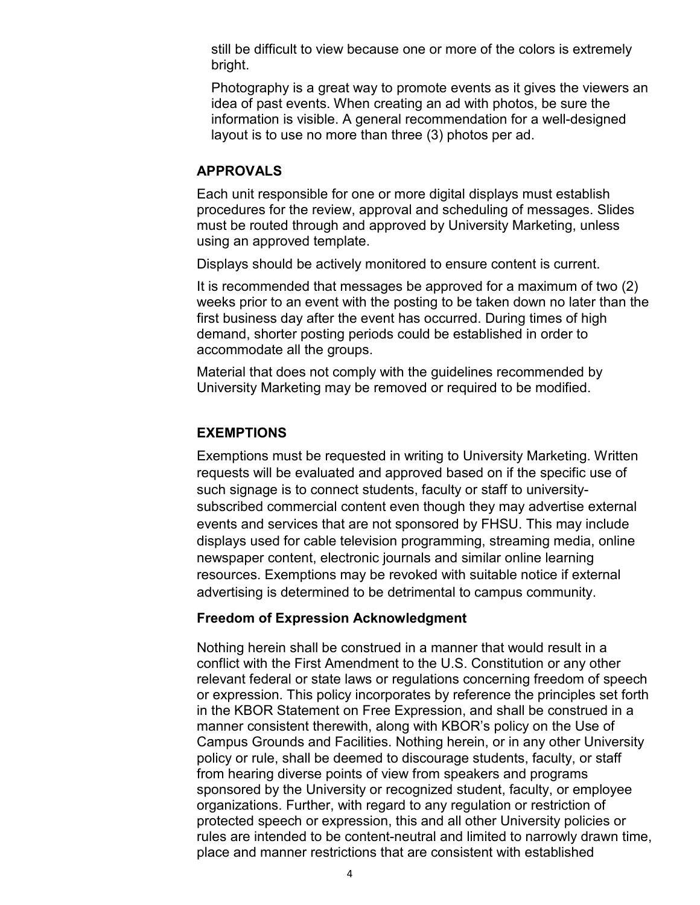still be difficult to view because one or more of the colors is extremely bright.

Photography is a great way to promote events as it gives the viewers an idea of past events. When creating an ad with photos, be sure the information is visible. A general recommendation for a well-designed layout is to use no more than three (3) photos per ad.

## APPROVALS

Each unit responsible for one or more digital displays must establish procedures for the review, approval and scheduling of messages. Slides must be routed through and approved by University Marketing, unless using an approved template.

Displays should be actively monitored to ensure content is current.

It is recommended that messages be approved for a maximum of two (2) weeks prior to an event with the posting to be taken down no later than the first business day after the event has occurred. During times of high demand, shorter posting periods could be established in order to accommodate all the groups.

Material that does not comply with the guidelines recommended by University Marketing may be removed or required to be modified.

## EXEMPTIONS

Exemptions must be requested in writing to University Marketing. Written requests will be evaluated and approved based on if the specific use of such signage is to connect students, faculty or staff to university-subscribed commercial content even though they may advertise external events and services that are not sponsored by FHSU. This may include displays used for cable television programming, streaming media, online newspaper content, electronic journals and similar online learning resources. Exemptions may be revoked with suitable notice if external advertising is determined to be detrimental to campus community.

### Freedom of Expression Acknowledgment

Nothing herein shall be construed in a manner that would result in a conflict with the First Amendment to the U.S. Constitution or any other relevant federal or state laws or regulations concerning freedom of speech or expression. This policy incorporates by reference the principles set forth in the KBOR Statement on Free Expression, and shall be construed in a manner consistent therewith, along with KBOR's policy on the Use of Campus Grounds and Facilities. Nothing herein, or in any other University policy or rule, shall be deemed to discourage students, faculty, or staff from hearing diverse points of view from speakers and programs sponsored by the University or recognized student, faculty, or employee organizations. Further, with regard to any regulation or restriction of protected speech or expression, this and all other University policies or rules are intended to be content-neutral and limited to narrowly drawn time, place and manner restrictions that are consistent with established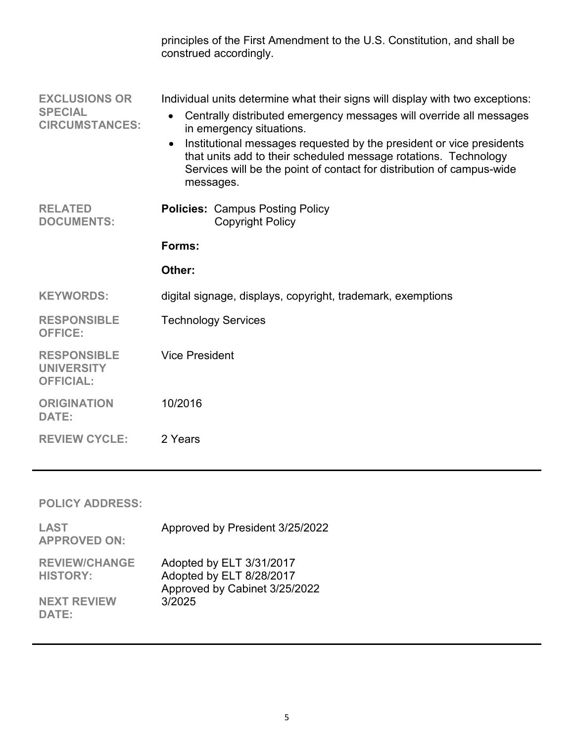principles of the First Amendment to the U.S. Constitution, and shall be construed accordingly.

**EXCLUSIONS OR SPECIAL CIRCUMSTANCES:**

Individual units determine what their signs will display with two exceptions:

- Centrally distributed emergency messages will override all messages in emergency situations.
- Institutional messages requested by the president or vice presidents that units add to their scheduled message rotations. Technology Services will be the point of contact for distribution of campus-wide messages.

**RELATED DOCUMENTS:**

**Policies:** Campus Posting Policy
Copyright Policy

**Forms:**

**Other:**

**KEYWORDS:** digital signage, displays, copyright, trademark, exemptions

**RESPONSIBLE OFFICE:** Technology Services

**RESPONSIBLE UNIVERSITY OFFICIAL:** Vice President

**ORIGINATION DATE:** 10/2016

**REVIEW CYCLE:** 2 Years

---

**POLICY ADDRESS:**

**LAST APPROVED ON:** Approved by President 3/25/2022

**REVIEW/CHANGE HISTORY:**
Adopted by ELT 3/31/2017
Adopted by ELT 8/28/2017
Approved by Cabinet 3/25/2022

**NEXT REVIEW DATE:** 3/2025

---